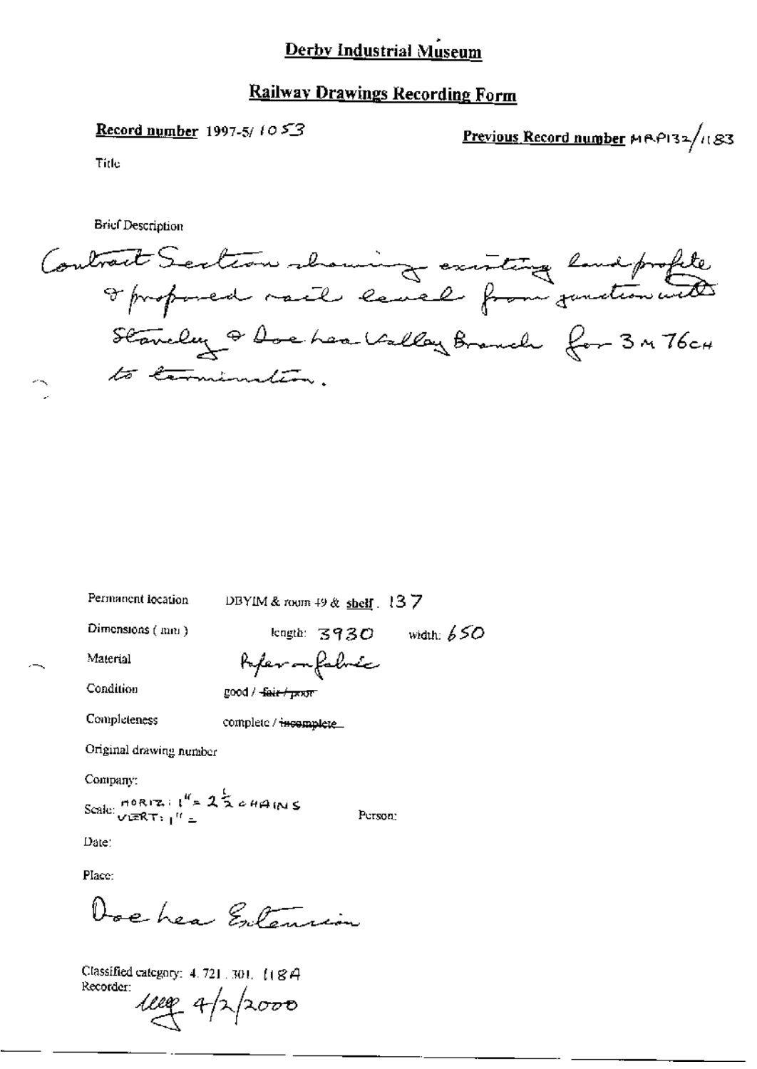# Derby Industrial Museum

## Railway Drawings Recording Form

**Record number** 1997-5/ 1053

**Previous Record number** MRP132/1183

Title

Brief Description

Contract Section showing existing land profile & proposed rail level from junction with Staveley & Doe Lea Valley Branch for 3 M 76CH to termination.

Permanent location DBYIM & room 49 & shelf . 137

Dimensions ( mm ) length: 3930 width: 650

Material Paper on fabric

Condition good / ~~fair / poor~~

Completeness complete / ~~incomplete~~

Original drawing number

Company:

Scale: HORIZ: 1" = 2½ CHAINS VERT: 1" =

Person:

Date:

Place:

Doe Lea Extension

Classified category: 4. 721. 301. 118A

Recorder: 4/2/2000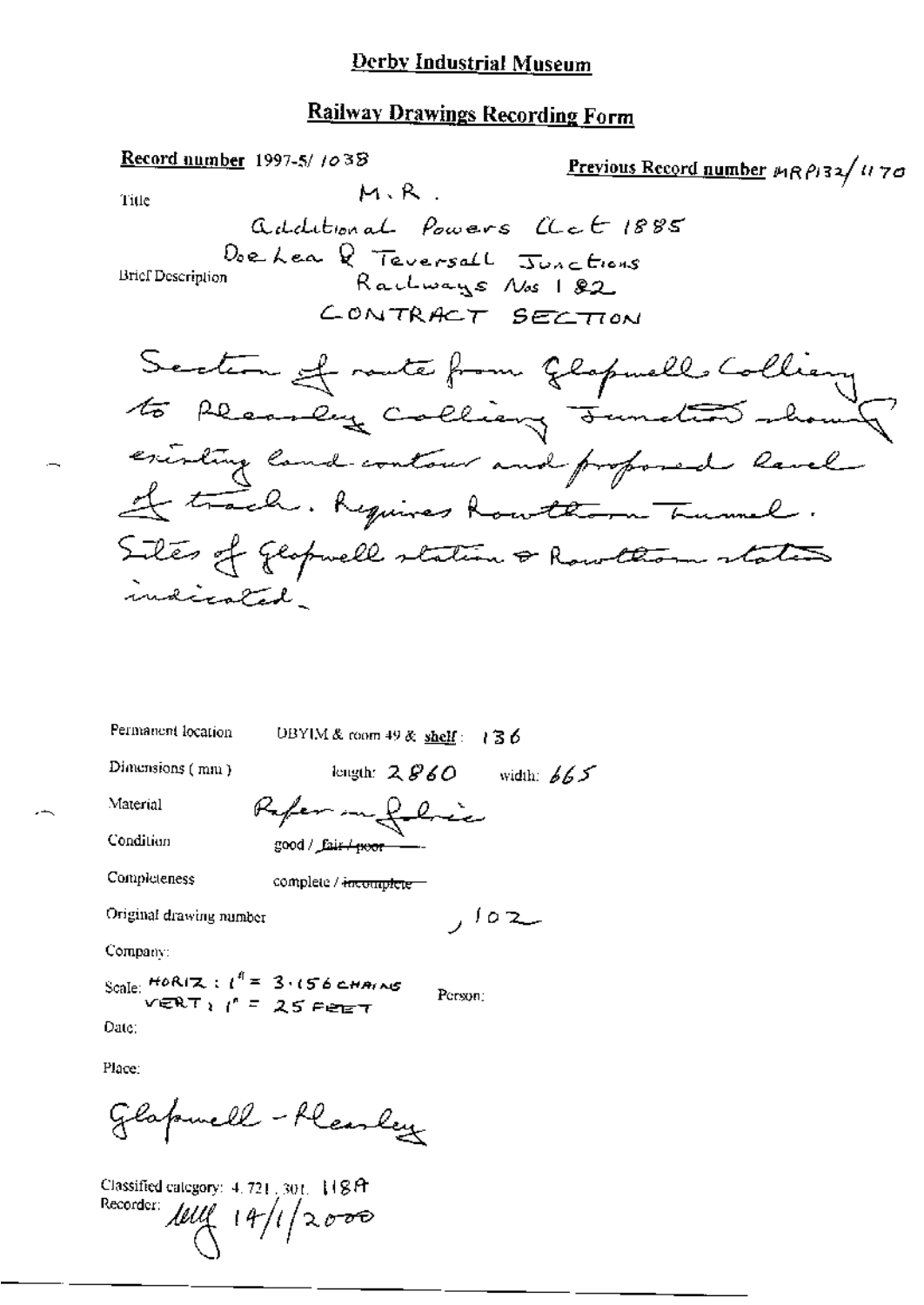# Derby Industrial Museum

## Railway Drawings Recording Form

**Record number** 1997-5/ 1038

**Previous Record number** MRP132/1170

Title: M.R.

Additional Powers Act 1885
Doe Lea & Teversall Junctions
Railways Nos 1 & 2
CONTRACT SECTION

Brief Description:

Section of route from Glapwell Colliery to Pleasley Colliery Junction showing existing land contour and proposed level of track. Requires Rowthorn Tunnel. Sites of Glapwell station & Rowthorn station indicated.

Permanent location: DBYIM & room 49 & shelf: 136

Dimensions (mm): length: 2860 width: 665

Material: Paper on fabric

Condition: good / ~~fair / poor~~

Completeness: complete / ~~incomplete~~

Original drawing number: , 102

Company:

Scale: HORIZ: 1" = 3.156 CHAINS
VERT: 1" = 25 FEET

Person:

Date:

Place:

Glapwell - Pleasley

Classified category: 4.721.301. 118A

Recorder: [initials] 14/1/2000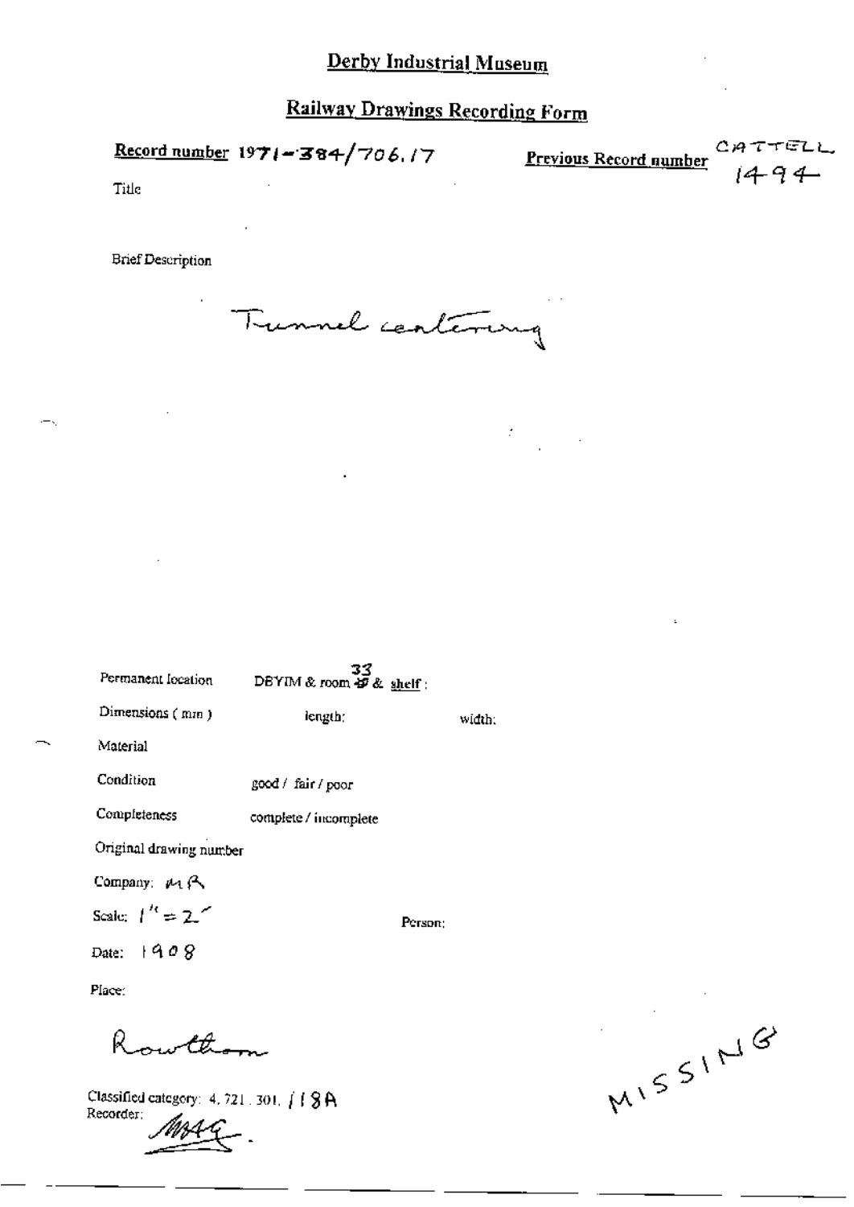# Derby Industrial Museum

## Railway Drawings Recording Form

**Record number** 1971-384/706.17

**Previous Record number** CATTELL 1494

Title

Brief Description

Tunnel centering

Permanent location DBYIM & room 33 & shelf :

Dimensions ( mm ) length: width:

Material

Condition good / fair / poor

Completeness complete / incomplete

Original drawing number

Company: MR

Scale: 1" = 2'

Person:

Date: 1908

Place:

Rowthorn

Classified category: 4. 721. 301. 118A

Recorder: MAG.

MISSING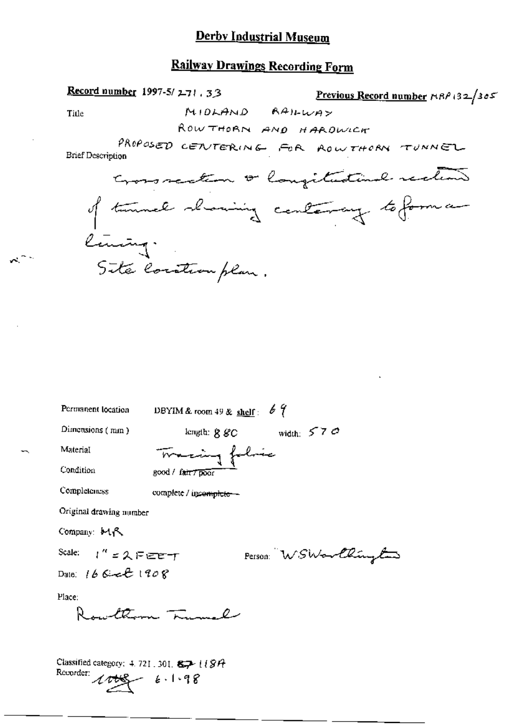# Derby Industrial Museum

## Railway Drawings Recording Form

**Record number** 1997-5/ 271 . 33 **Previous Record number** MRP 132/305

Title MIDLAND RAILWAY

ROWTHORN AND HARDWICK

PROPOSED CENTERING FOR ROWTHORN TUNNEL

Brief Description

Cross section & longitudinal section of tunnel showing centering to form a lining.

Site location plan.

Permanent location DBYIM & room 49 & shelf : 69

Dimensions ( mm ) length: 880 width: 570

Material Tracing fabric

Condition good / ~~fair / poor~~

Completeness complete / ~~incomplete~~

Original drawing number

Company: MR

Scale: 1" = 2 FEET Person: W S Worthington

Date: 16 Oct 1908

Place:

Rowthorn Tunnel

Classified category: 4. 721 . 301. ~~57~~ 118A

Recorder: ~~1008~~ 6 . 1 . 98